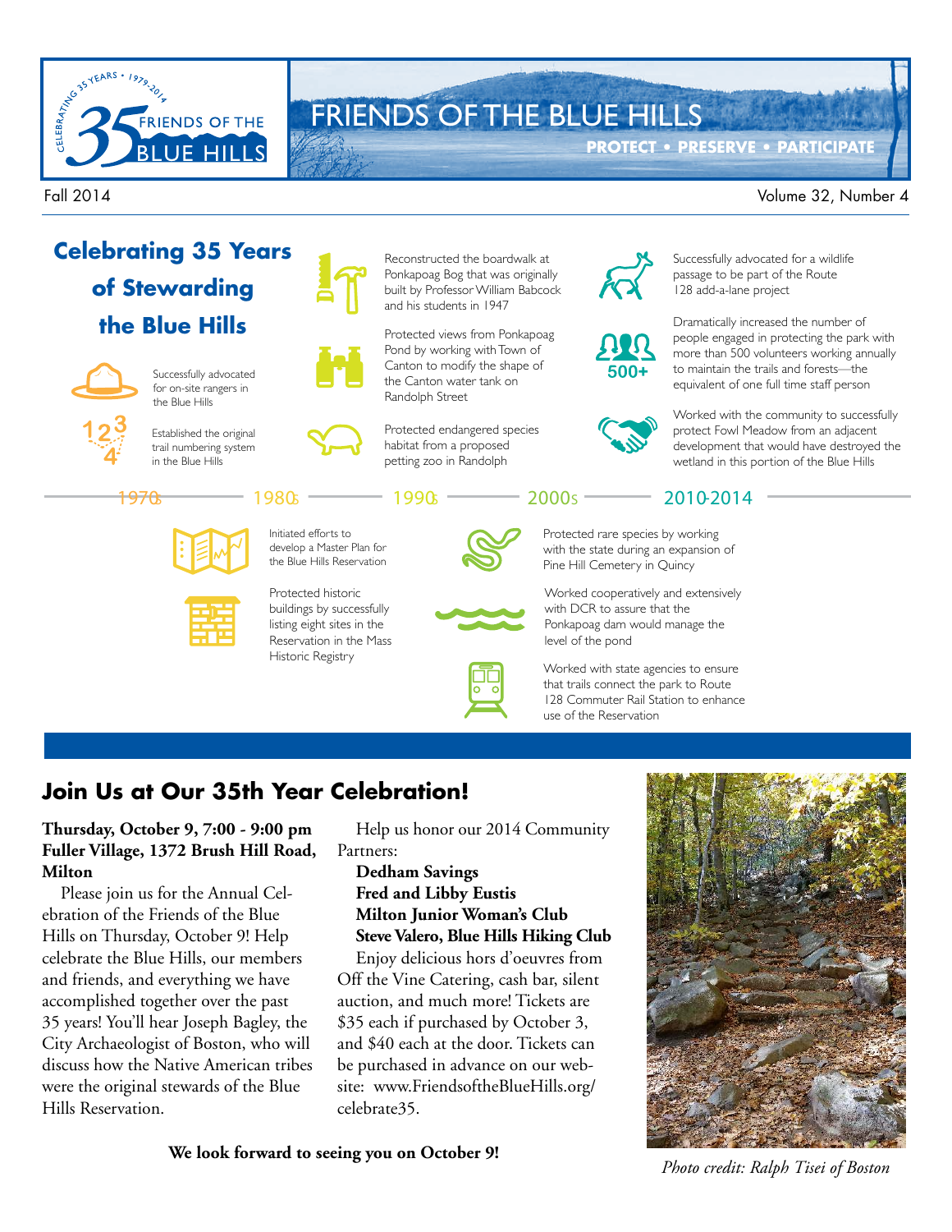# FRIENDS OF THE BLUE HILLS

**PROTECT • PRESERVE • PARTICIPATE**

Celebrating 35 Years • 1979-2014 — Friends of the Blue Hills

Fall 2014 — Volume 32, Number 4

## Celebrating 35 Years of Stewarding the Blue Hills

### 1970s

- Successfully advocated for on-site rangers in the Blue Hills
- Established the original trail numbering system in the Blue Hills

### 1980s

- Reconstructed the boardwalk at Ponkapoag Bog that was originally built by Professor William Babcock and his students in 1947
- Protected views from Ponkapoag Pond by working with Town of Canton to modify the shape of the Canton water tank on Randolph Street
- Protected endangered species habitat from a proposed petting zoo in Randolph
- Initiated efforts to develop a Master Plan for the Blue Hills Reservation
- Protected historic buildings by successfully listing eight sites in the Reservation in the Mass Historic Registry

### 1990s

- Protected rare species by working with the state during an expansion of Pine Hill Cemetery in Quincy
- Worked cooperatively and extensively with DCR to assure that the Ponkapoag dam would manage the level of the pond
- Worked with state agencies to ensure that trails connect the park to Route 128 Commuter Rail Station to enhance use of the Reservation

### 2000s

- Successfully advocated for a wildlife passage to be part of the Route 128 add-a-lane project
- Dramatically increased the number of people engaged in protecting the park with more than 500 volunteers working annually to maintain the trails and forests—the equivalent of one full time staff person
- Worked with the community to successfully protect Fowl Meadow from an adjacent development that would have destroyed the wetland in this portion of the Blue Hills

### 2010-2014

## Join Us at Our 35th Year Celebration!

**Thursday, October 9, 7:00 - 9:00 pm**
**Fuller Village, 1372 Brush Hill Road, Milton**

Please join us for the Annual Celebration of the Friends of the Blue Hills on Thursday, October 9! Help celebrate the Blue Hills, our members and friends, and everything we have accomplished together over the past 35 years! You'll hear Joseph Bagley, the City Archaeologist of Boston, who will discuss how the Native American tribes were the original stewards of the Blue Hills Reservation.

Help us honor our 2014 Community Partners:

**Dedham Savings**
**Fred and Libby Eustis**
**Milton Junior Woman's Club**
**Steve Valero, Blue Hills Hiking Club**

Enjoy delicious hors d'oeuvres from Off the Vine Catering, cash bar, silent auction, and much more! Tickets are $35 each if purchased by October 3, and $40 each at the door. Tickets can be purchased in advance on our website: www.FriendsoftheBlueHills.org/celebrate35.

**We look forward to seeing you on October 9!**

*Photo credit: Ralph Tisei of Boston*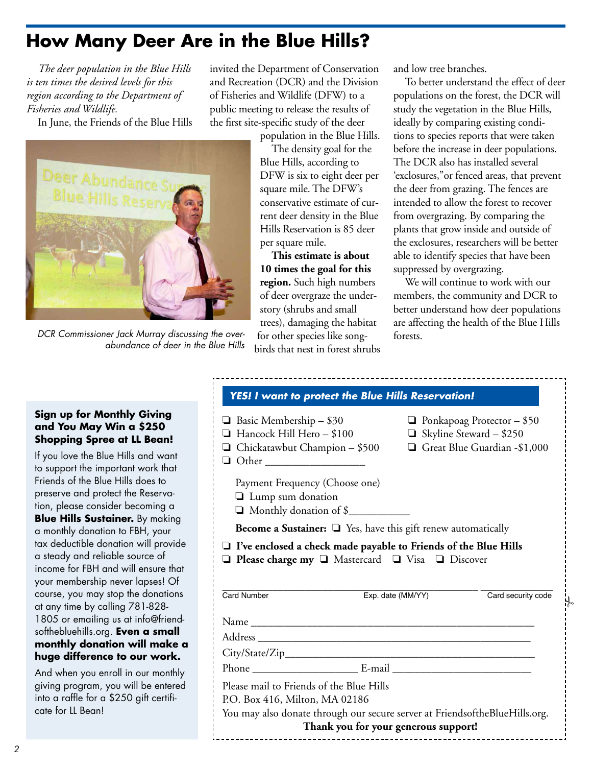# How Many Deer Are in the Blue Hills?

*The deer population in the Blue Hills is ten times the desired levels for this region according to the Department of Fisheries and Wildlife.*

In June, the Friends of the Blue Hills invited the Department of Conservation and Recreation (DCR) and the Division of Fisheries and Wildlife (DFW) to a public meeting to release the results of the first site-specific study of the deer population in the Blue Hills.

The density goal for the Blue Hills, according to DFW is six to eight deer per square mile. The DFW's conservative estimate of current deer density in the Blue Hills Reservation is 85 deer per square mile.

**This estimate is about 10 times the goal for this region.** Such high numbers of deer overgraze the understory (shrubs and small trees), damaging the habitat for other species like songbirds that nest in forest shrubs and low tree branches.

*DCR Commissioner Jack Murray discussing the overabundance of deer in the Blue Hills*

To better understand the effect of deer populations on the forest, the DCR will study the vegetation in the Blue Hills, ideally by comparing existing conditions to species reports that were taken before the increase in deer populations. The DCR also has installed several 'exclosures,"or fenced areas, that prevent the deer from grazing. The fences are intended to allow the forest to recover from overgrazing. By comparing the plants that grow inside and outside of the exclosures, researchers will be better able to identify species that have been suppressed by overgrazing.

We will continue to work with our members, the community and DCR to better understand how deer populations are affecting the health of the Blue Hills forests.

### Sign up for Monthly Giving and You May Win a $250 Shopping Spree at LL Bean!

If you love the Blue Hills and want to support the important work that Friends of the Blue Hills does to preserve and protect the Reservation, please consider becoming a **Blue Hills Sustainer.** By making a monthly donation to FBH, your tax deductible donation will provide a steady and reliable source of income for FBH and will ensure that your membership never lapses! Of course, you may stop the donations at any time by calling 781-828-1805 or emailing us at info@friendsofthebluehills.org. **Even a small monthly donation will make a huge difference to our work.**

And when you enroll in our monthly giving program, you will be entered into a raffle for a $250 gift certificate for LL Bean!

### *YES! I want to protect the Blue Hills Reservation!*

- ❑ Basic Membership – $30
- ❑ Hancock Hill Hero – $100
- ❑ Chickatawbut Champion – $500
- ❑ Other __________________
- ❑ Ponkapoag Protector – $50
- ❑ Skyline Steward – $250
- ❑ Great Blue Guardian -$1,000

Payment Frequency (Choose one)

- ❑ Lump sum donation
- ❑ Monthly donation of $___________

**Become a Sustainer:** ❑ Yes, have this gift renew automatically

❑ **I've enclosed a check made payable to Friends of the Blue Hills**

❑ **Please charge my** ❑ Mastercard ❑ Visa ❑ Discover

Card Number ________________ Exp. date (MM/YY) ________ Card security code ________

Name ______________________________________________

Address ____________________________________________

City/State/Zip_______________________________________

Phone ___________________ E-mail _________________________

Please mail to Friends of the Blue Hills
P.O. Box 416, Milton, MA 02186

You may also donate through our secure server at FriendsoftheBlueHills.org.

**Thank you for your generous support!**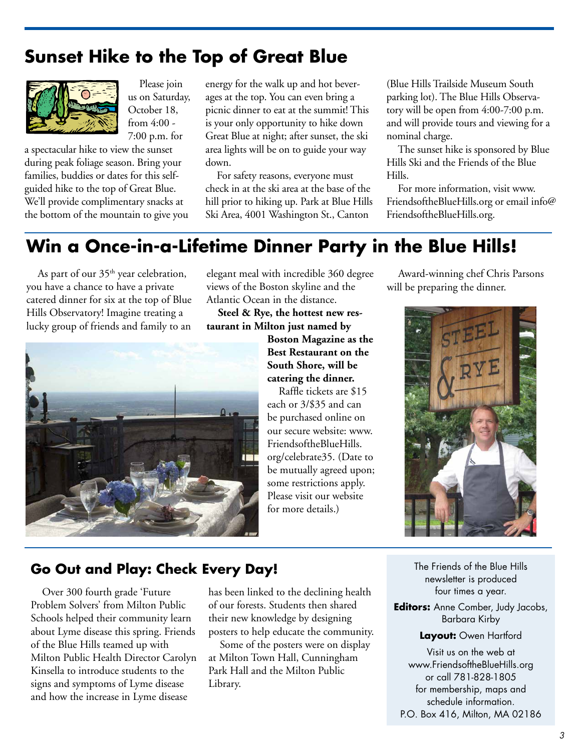## Sunset Hike to the Top of Great Blue

Please join us on Saturday, October 18, from 4:00 - 7:00 p.m. for a spectacular hike to view the sunset during peak foliage season. Bring your families, buddies or dates for this self-guided hike to the top of Great Blue. We'll provide complimentary snacks at the bottom of the mountain to give you energy for the walk up and hot beverages at the top. You can even bring a picnic dinner to eat at the summit! This is your only opportunity to hike down Great Blue at night; after sunset, the ski area lights will be on to guide your way down.

For safety reasons, everyone must check in at the ski area at the base of the hill prior to hiking up. Park at Blue Hills Ski Area, 4001 Washington St., Canton (Blue Hills Trailside Museum South parking lot). The Blue Hills Observatory will be open from 4:00-7:00 p.m. and will provide tours and viewing for a nominal charge.

The sunset hike is sponsored by Blue Hills Ski and the Friends of the Blue Hills.

For more information, visit www.FriendsoftheBlueHills.org or email info@FriendsoftheBlueHills.org.

## Win a Once-in-a-Lifetime Dinner Party in the Blue Hills!

As part of our 35th year celebration, you have a chance to have a private catered dinner for six at the top of Blue Hills Observatory! Imagine treating a lucky group of friends and family to an elegant meal with incredible 360 degree views of the Boston skyline and the Atlantic Ocean in the distance.

**Steel & Rye, the hottest new restaurant in Milton just named by Boston Magazine as the Best Restaurant on the South Shore, will be catering the dinner.**

Raffle tickets are $15 each or 3/$35 and can be purchased online on our secure website: www.FriendsoftheBlueHills.org/celebrate35. (Date to be mutually agreed upon; some restrictions apply. Please visit our website for more details.)

Award-winning chef Chris Parsons will be preparing the dinner.

### Go Out and Play: Check Every Day!

Over 300 fourth grade 'Future Problem Solvers' from Milton Public Schools helped their community learn about Lyme disease this spring. Friends of the Blue Hills teamed up with Milton Public Health Director Carolyn Kinsella to introduce students to the signs and symptoms of Lyme disease and how the increase in Lyme disease has been linked to the declining health of our forests. Students then shared their new knowledge by designing posters to help educate the community.

Some of the posters were on display at Milton Town Hall, Cunningham Park Hall and the Milton Public Library.

---

The Friends of the Blue Hills newsletter is produced four times a year.

**Editors:** Anne Comber, Judy Jacobs, Barbara Kirby

**Layout:** Owen Hartford

Visit us on the web at www.FriendsoftheBlueHills.org or call 781-828-1805 for membership, maps and schedule information.
P.O. Box 416, Milton, MA 02186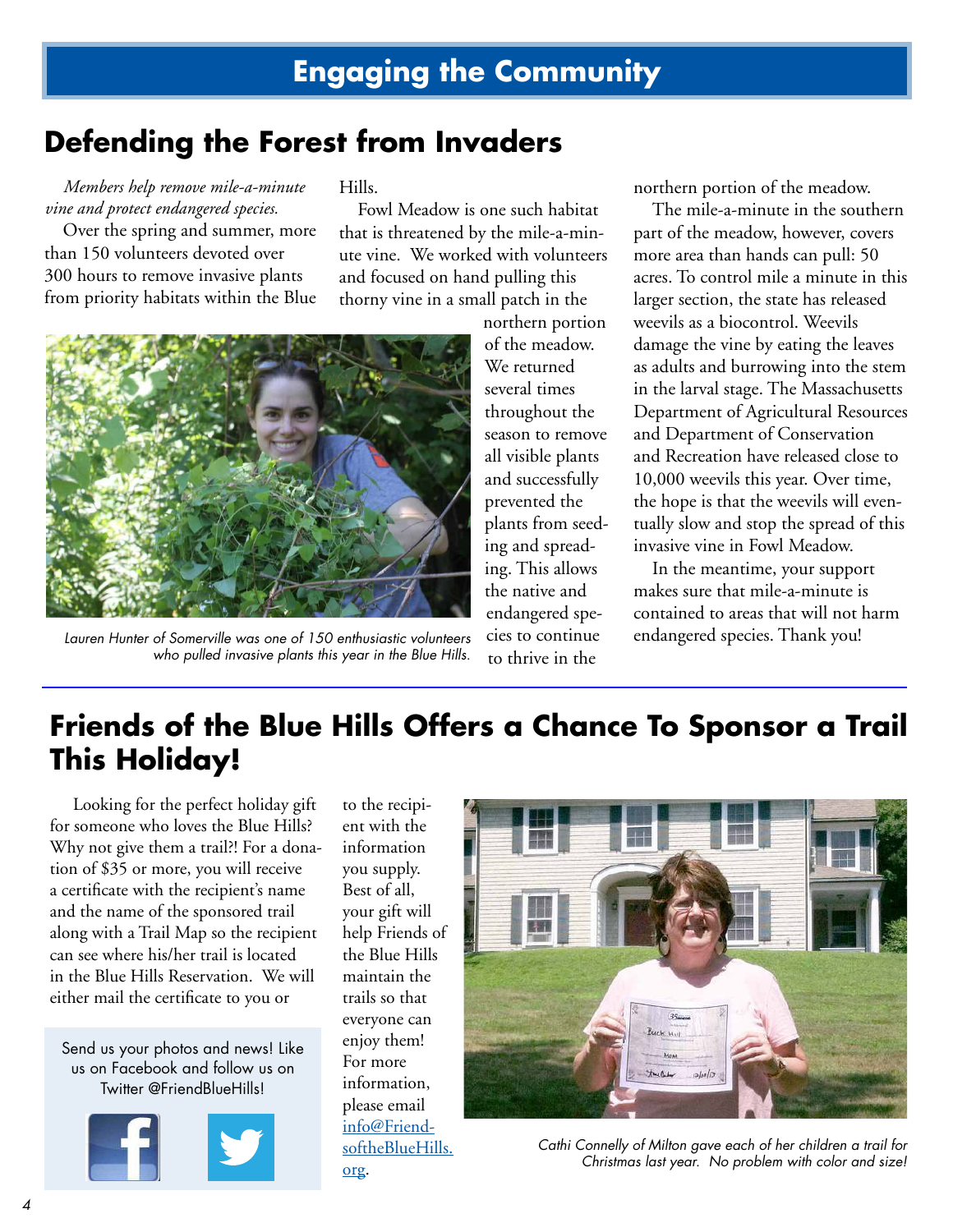# Engaging the Community

## Defending the Forest from Invaders

*Members help remove mile-a-minute vine and protect endangered species.*

Over the spring and summer, more than 150 volunteers devoted over 300 hours to remove invasive plants from priority habitats within the Blue Hills.

Fowl Meadow is one such habitat that is threatened by the mile-a-minute vine. We worked with volunteers and focused on hand pulling this thorny vine in a small patch in the northern portion of the meadow. We returned several times throughout the season to remove all visible plants and successfully prevented the plants from seeding and spreading. This allows the native and endangered species to continue to thrive in the northern portion of the meadow.

The mile-a-minute in the southern part of the meadow, however, covers more area than hands can pull: 50 acres. To control mile a minute in this larger section, the state has released weevils as a biocontrol. Weevils damage the vine by eating the leaves as adults and burrowing into the stem in the larval stage. The Massachusetts Department of Agricultural Resources and Department of Conservation and Recreation have released close to 10,000 weevils this year. Over time, the hope is that the weevils will eventually slow and stop the spread of this invasive vine in Fowl Meadow.

In the meantime, your support makes sure that mile-a-minute is contained to areas that will not harm endangered species. Thank you!

*Lauren Hunter of Somerville was one of 150 enthusiastic volunteers who pulled invasive plants this year in the Blue Hills.*

## Friends of the Blue Hills Offers a Chance To Sponsor a Trail This Holiday!

Looking for the perfect holiday gift for someone who loves the Blue Hills? Why not give them a trail?! For a donation of $35 or more, you will receive a certificate with the recipient's name and the name of the sponsored trail along with a Trail Map so the recipient can see where his/her trail is located in the Blue Hills Reservation. We will either mail the certificate to you or to the recipient with the information you supply. Best of all, your gift will help Friends of the Blue Hills maintain the trails so that everyone can enjoy them! For more information, please email info@FriendsoftheBlueHills.org.

Send us your photos and news! Like us on Facebook and follow us on Twitter @FriendBlueHills!

*Cathi Connelly of Milton gave each of her children a trail for Christmas last year. No problem with color and size!*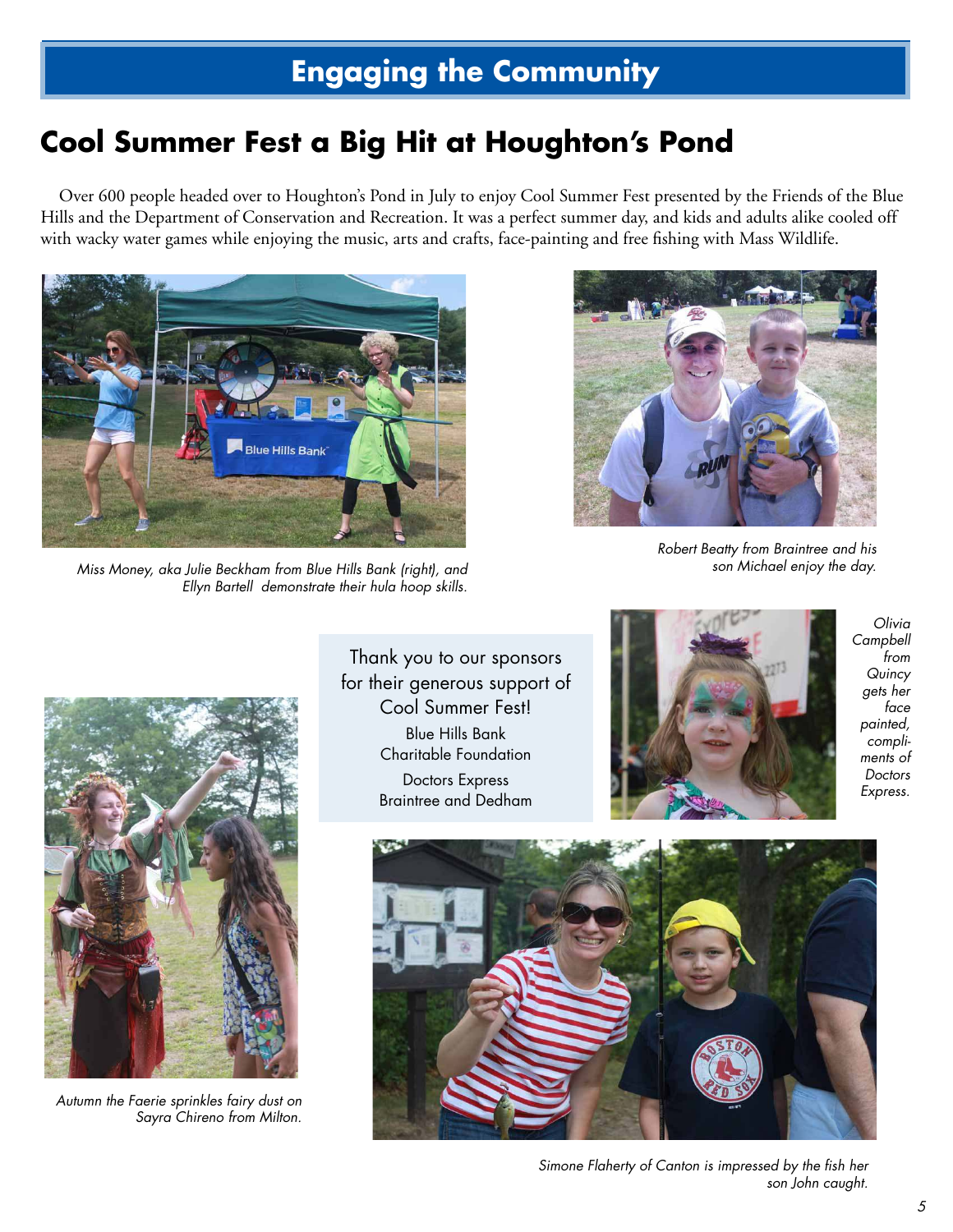# Engaging the Community

## Cool Summer Fest a Big Hit at Houghton's Pond

Over 600 people headed over to Houghton's Pond in July to enjoy Cool Summer Fest presented by the Friends of the Blue Hills and the Department of Conservation and Recreation. It was a perfect summer day, and kids and adults alike cooled off with wacky water games while enjoying the music, arts and crafts, face-painting and free fishing with Mass Wildlife.

*Miss Money, aka Julie Beckham from Blue Hills Bank (right), and Ellyn Bartell demonstrate their hula hoop skills.*

*Robert Beatty from Braintree and his son Michael enjoy the day.*

Thank you to our sponsors for their generous support of Cool Summer Fest!

Blue Hills Bank Charitable Foundation

Doctors Express Braintree and Dedham

*Olivia Campbell from Quincy gets her face painted, compliments of Doctors Express.*

*Autumn the Faerie sprinkles fairy dust on Sayra Chireno from Milton.*

*Simone Flaherty of Canton is impressed by the fish her son John caught.*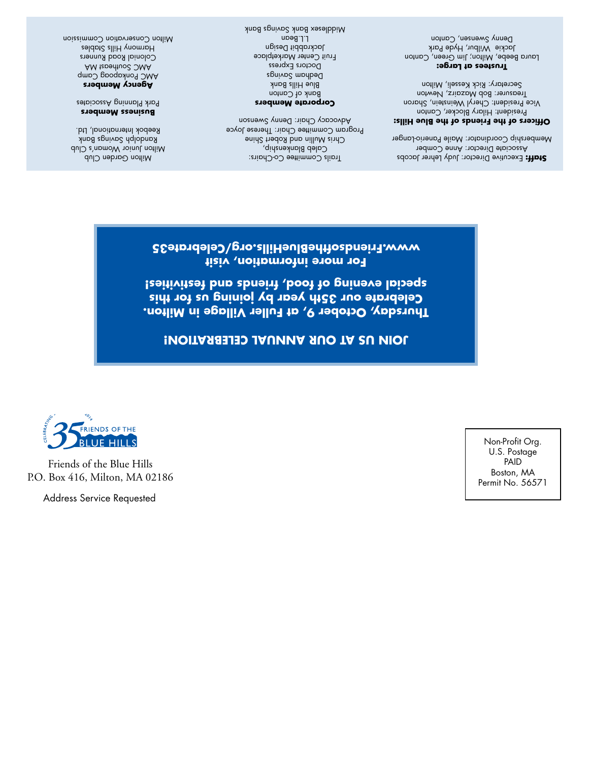**Staff:** Executive Director: Judy Lehrer Jacobs
Associate Director: Anne Comber
Membership Coordinator: Maile Panerio-Langer

**Officers of the Friends of the Blue Hills:**
President: Hilary Blocker, Canton
Vice President: Cheryl Weinstein, Sharon
Treasurer: Bob Mazairz, Newton
Secretary: Rick Kesseli, Milton

**Trustees at Large:**
Laura Beebe, Milton; Jim Green, Canton
Jackie Wilbur, Hyde Park
Denny Swensen, Canton

Trails Committee Co-Chairs:
Caleb Blankenship,
Chris Mullin and Robert Shine
Program Committee Chair: Therese Joyce
Advocacy Chair: Denny Swenson

**Corporate Members**
Bank of Canton
Blue Hills Bank
Dedham Savings
Doctors Express
Fruit Center Marketplace
Jackrabbit Design
L.L.Bean
Middlesex Bank Savings Bank

Milton Garden Club
Milton Junior Woman's Club
Randolph Savings Bank
Reebok International, Ltd.

**Business Members**
Park Planning Associates

**Agency Members**
AMC Ponkapoag Camp
AMC Southeast MA
Colonial Road Runners
Harmony Hills Stables
Milton Conservation Commission

**JOIN US AT OUR ANNUAL CELEBRATION!**

**Thursday, October 9, at Fuller Village in Milton. Celebrate our 35th year by joining us for this special evening of food, friends and festivities!**

**For more information, visit www.FriendsoftheBlueHills.org/Celebrate35**

CELEBRATING 35 2014 FRIENDS OF THE BLUE HILLS

Friends of the Blue Hills
P.O. Box 416, Milton, MA 02186

Address Service Requested

Non-Profit Org.
U.S. Postage
PAID
Boston, MA
Permit No. 56571